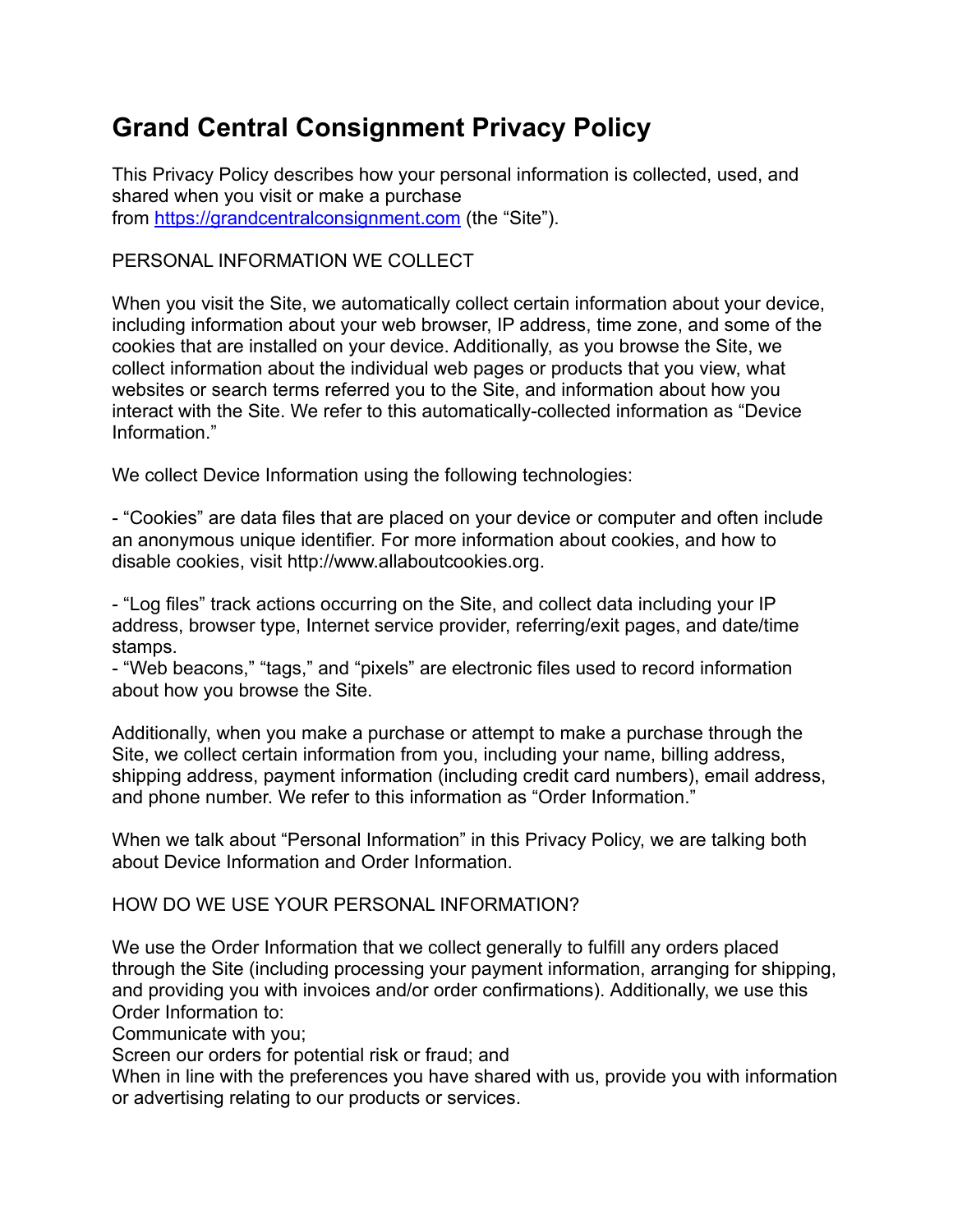# Grand Central Consignment Privacy Policy

This Privacy Policy describes how your personal information is collected, used, and shared when you visit or make a purchase from [https://grandcentralconsignment.com](https://grandcentralconsignment.com) (the "Site").

PERSONAL INFORMATION WE COLLECT

When you visit the Site, we automatically collect certain information about your device, including information about your web browser, IP address, time zone, and some of the cookies that are installed on your device. Additionally, as you browse the Site, we collect information about the individual web pages or products that you view, what websites or search terms referred you to the Site, and information about how you interact with the Site. We refer to this automatically-collected information as "Device Information."

We collect Device Information using the following technologies:

- "Cookies" are data files that are placed on your device or computer and often include an anonymous unique identifier. For more information about cookies, and how to disable cookies, visit http://www.allaboutcookies.org.

- "Log files" track actions occurring on the Site, and collect data including your IP address, browser type, Internet service provider, referring/exit pages, and date/time stamps.
- "Web beacons," "tags," and "pixels" are electronic files used to record information about how you browse the Site.

Additionally, when you make a purchase or attempt to make a purchase through the Site, we collect certain information from you, including your name, billing address, shipping address, payment information (including credit card numbers), email address, and phone number. We refer to this information as "Order Information."

When we talk about "Personal Information" in this Privacy Policy, we are talking both about Device Information and Order Information.

HOW DO WE USE YOUR PERSONAL INFORMATION?

We use the Order Information that we collect generally to fulfill any orders placed through the Site (including processing your payment information, arranging for shipping, and providing you with invoices and/or order confirmations). Additionally, we use this Order Information to:
Communicate with you;
Screen our orders for potential risk or fraud; and
When in line with the preferences you have shared with us, provide you with information or advertising relating to our products or services.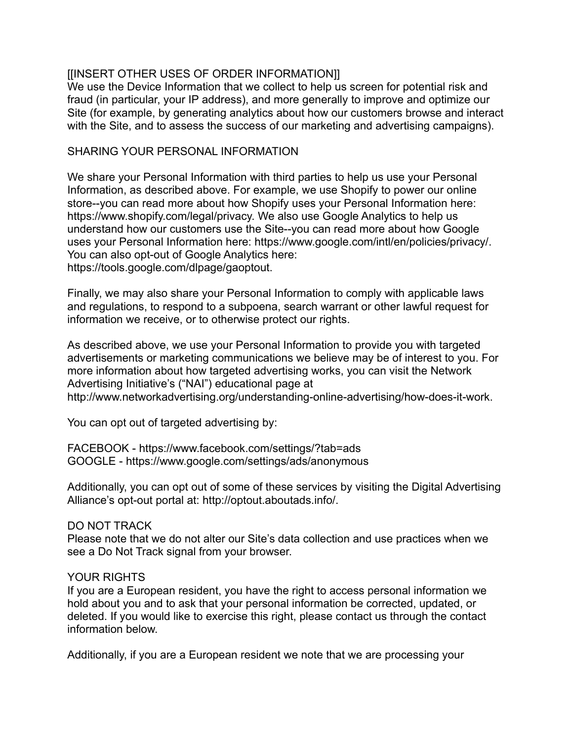[[INSERT OTHER USES OF ORDER INFORMATION]]

We use the Device Information that we collect to help us screen for potential risk and fraud (in particular, your IP address), and more generally to improve and optimize our Site (for example, by generating analytics about how our customers browse and interact with the Site, and to assess the success of our marketing and advertising campaigns).

## SHARING YOUR PERSONAL INFORMATION

We share your Personal Information with third parties to help us use your Personal Information, as described above. For example, we use Shopify to power our online store--you can read more about how Shopify uses your Personal Information here: https://www.shopify.com/legal/privacy. We also use Google Analytics to help us understand how our customers use the Site--you can read more about how Google uses your Personal Information here: https://www.google.com/intl/en/policies/privacy/. You can also opt-out of Google Analytics here: https://tools.google.com/dlpage/gaoptout.

Finally, we may also share your Personal Information to comply with applicable laws and regulations, to respond to a subpoena, search warrant or other lawful request for information we receive, or to otherwise protect our rights.

As described above, we use your Personal Information to provide you with targeted advertisements or marketing communications we believe may be of interest to you. For more information about how targeted advertising works, you can visit the Network Advertising Initiative's ("NAI") educational page at http://www.networkadvertising.org/understanding-online-advertising/how-does-it-work.

You can opt out of targeted advertising by:

FACEBOOK - https://www.facebook.com/settings/?tab=ads
GOOGLE - https://www.google.com/settings/ads/anonymous

Additionally, you can opt out of some of these services by visiting the Digital Advertising Alliance's opt-out portal at: http://optout.aboutads.info/.

## DO NOT TRACK

Please note that we do not alter our Site's data collection and use practices when we see a Do Not Track signal from your browser.

## YOUR RIGHTS

If you are a European resident, you have the right to access personal information we hold about you and to ask that your personal information be corrected, updated, or deleted. If you would like to exercise this right, please contact us through the contact information below.

Additionally, if you are a European resident we note that we are processing your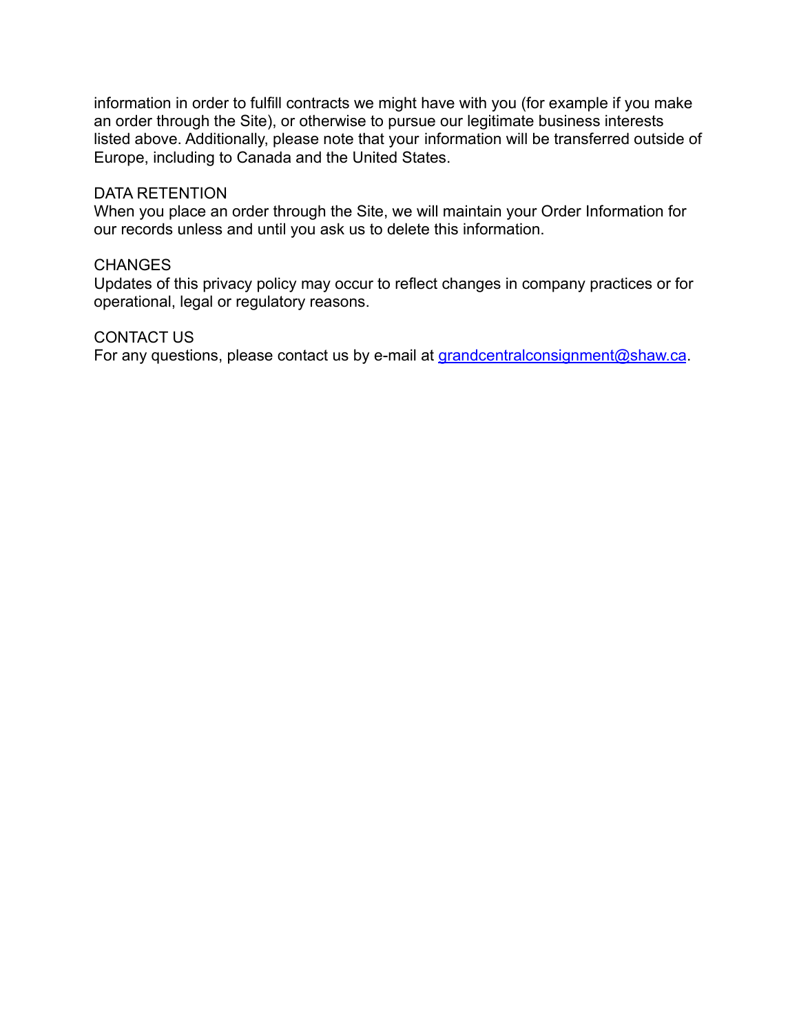information in order to fulfill contracts we might have with you (for example if you make an order through the Site), or otherwise to pursue our legitimate business interests listed above. Additionally, please note that your information will be transferred outside of Europe, including to Canada and the United States.

## DATA RETENTION

When you place an order through the Site, we will maintain your Order Information for our records unless and until you ask us to delete this information.

## CHANGES

Updates of this privacy policy may occur to reflect changes in company practices or for operational, legal or regulatory reasons.

## CONTACT US

For any questions, please contact us by e-mail at [grandcentralconsignment@shaw.ca](mailto:grandcentralconsignment@shaw.ca).